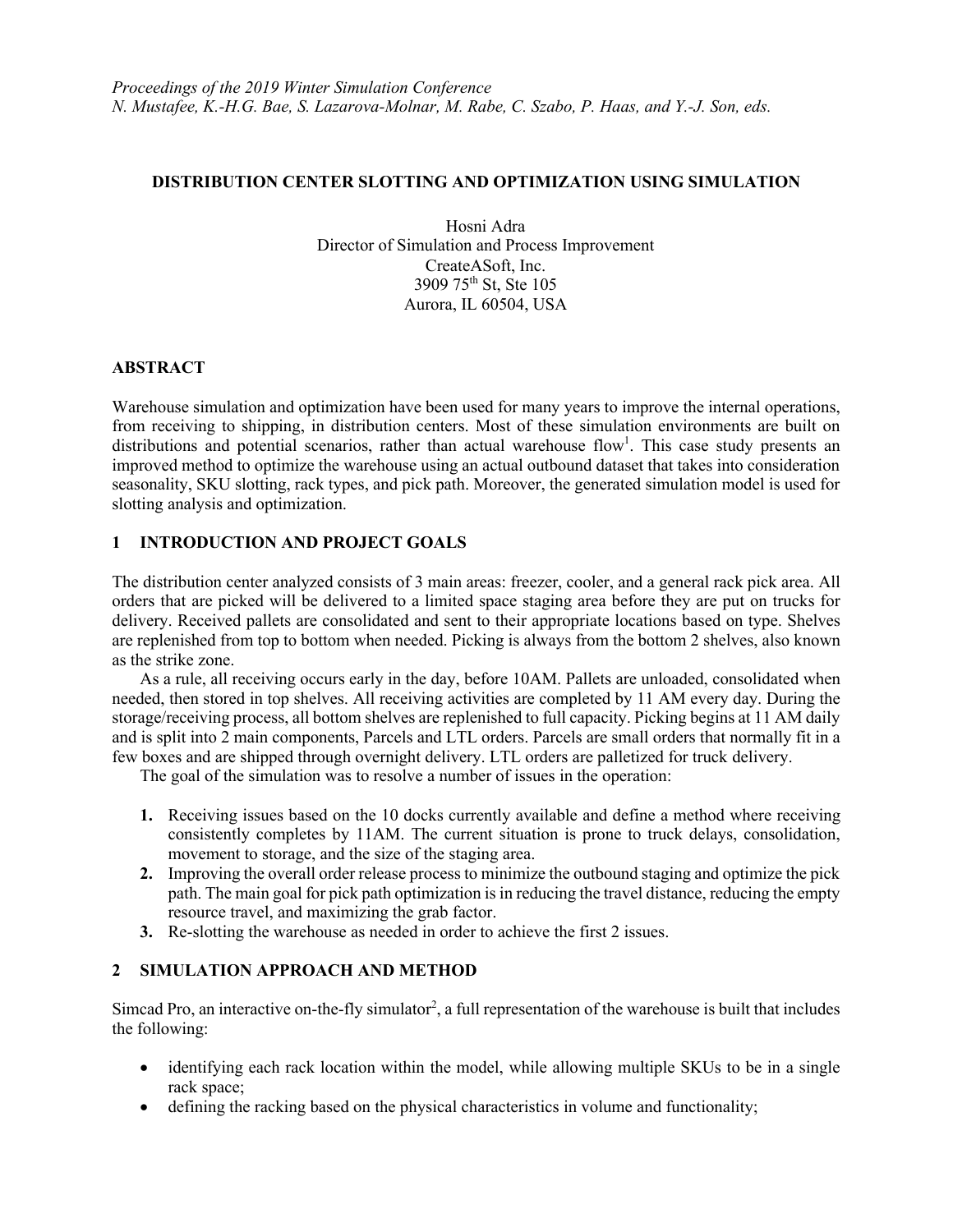*Proceedings of the 2019 Winter Simulation Conference*
*N. Mustafee, K.-H.G. Bae, S. Lazarova-Molnar, M. Rabe, C. Szabo, P. Haas, and Y.-J. Son, eds.*

# DISTRIBUTION CENTER SLOTTING AND OPTIMIZATION USING SIMULATION

Hosni Adra
Director of Simulation and Process Improvement
CreateASoft, Inc.
3909 75th St, Ste 105
Aurora, IL 60504, USA

## ABSTRACT

Warehouse simulation and optimization have been used for many years to improve the internal operations, from receiving to shipping, in distribution centers. Most of these simulation environments are built on distributions and potential scenarios, rather than actual warehouse flow[1]. This case study presents an improved method to optimize the warehouse using an actual outbound dataset that takes into consideration seasonality, SKU slotting, rack types, and pick path. Moreover, the generated simulation model is used for slotting analysis and optimization.

## 1 INTRODUCTION AND PROJECT GOALS

The distribution center analyzed consists of 3 main areas: freezer, cooler, and a general rack pick area. All orders that are picked will be delivered to a limited space staging area before they are put on trucks for delivery. Received pallets are consolidated and sent to their appropriate locations based on type. Shelves are replenished from top to bottom when needed. Picking is always from the bottom 2 shelves, also known as the strike zone.

As a rule, all receiving occurs early in the day, before 10AM. Pallets are unloaded, consolidated when needed, then stored in top shelves. All receiving activities are completed by 11 AM every day. During the storage/receiving process, all bottom shelves are replenished to full capacity. Picking begins at 11 AM daily and is split into 2 main components, Parcels and LTL orders. Parcels are small orders that normally fit in a few boxes and are shipped through overnight delivery. LTL orders are palletized for truck delivery.

The goal of the simulation was to resolve a number of issues in the operation:

1. Receiving issues based on the 10 docks currently available and define a method where receiving consistently completes by 11AM. The current situation is prone to truck delays, consolidation, movement to storage, and the size of the staging area.
2. Improving the overall order release process to minimize the outbound staging and optimize the pick path. The main goal for pick path optimization is in reducing the travel distance, reducing the empty resource travel, and maximizing the grab factor.
3. Re-slotting the warehouse as needed in order to achieve the first 2 issues.

## 2 SIMULATION APPROACH AND METHOD

Simcad Pro, an interactive on-the-fly simulator[2], a full representation of the warehouse is built that includes the following:

- identifying each rack location within the model, while allowing multiple SKUs to be in a single rack space;
- defining the racking based on the physical characteristics in volume and functionality;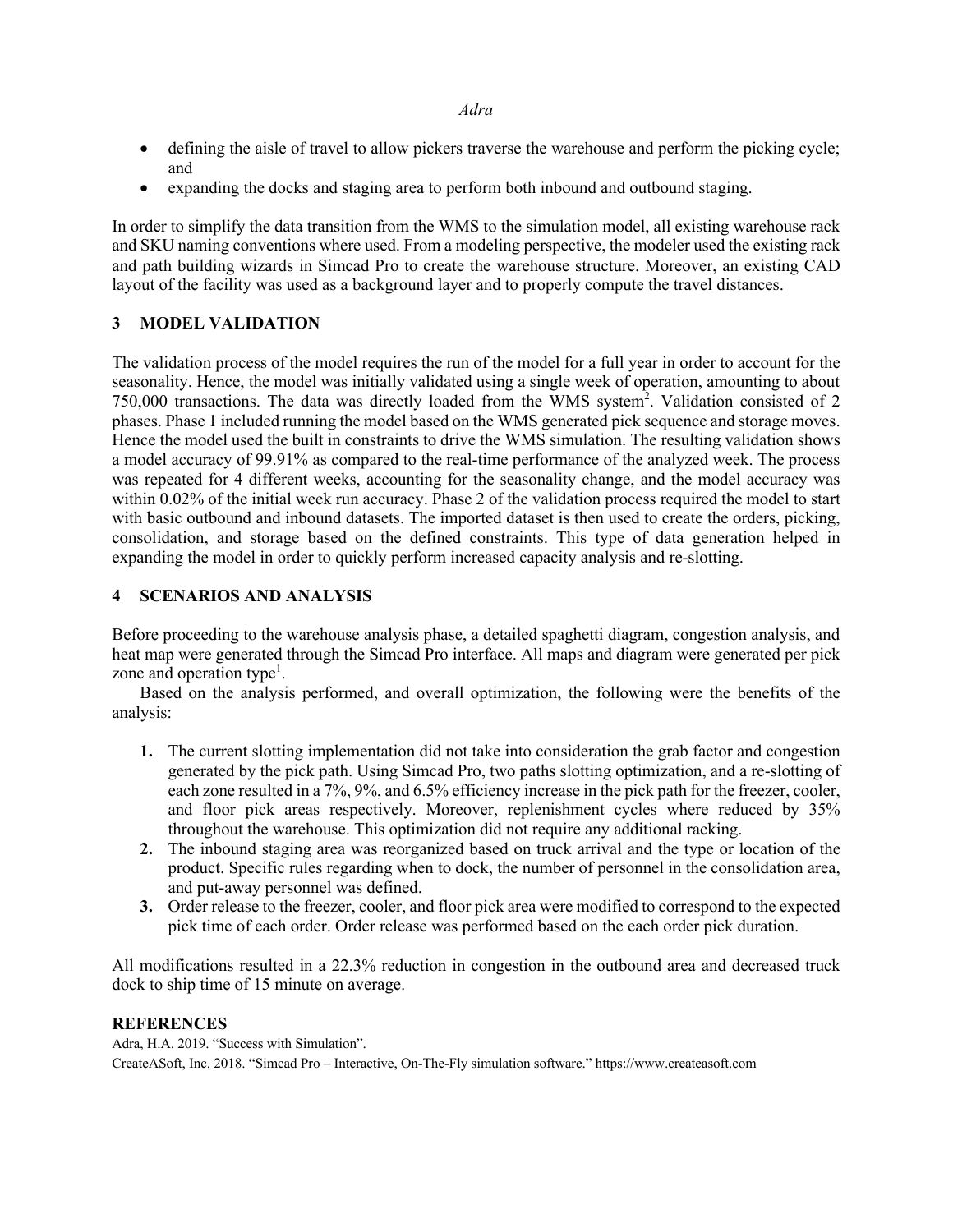- defining the aisle of travel to allow pickers traverse the warehouse and perform the picking cycle; and
- expanding the docks and staging area to perform both inbound and outbound staging.

In order to simplify the data transition from the WMS to the simulation model, all existing warehouse rack and SKU naming conventions where used. From a modeling perspective, the modeler used the existing rack and path building wizards in Simcad Pro to create the warehouse structure. Moreover, an existing CAD layout of the facility was used as a background layer and to properly compute the travel distances.

## 3 MODEL VALIDATION

The validation process of the model requires the run of the model for a full year in order to account for the seasonality. Hence, the model was initially validated using a single week of operation, amounting to about 750,000 transactions. The data was directly loaded from the WMS system[2]. Validation consisted of 2 phases. Phase 1 included running the model based on the WMS generated pick sequence and storage moves. Hence the model used the built in constraints to drive the WMS simulation. The resulting validation shows a model accuracy of 99.91% as compared to the real-time performance of the analyzed week. The process was repeated for 4 different weeks, accounting for the seasonality change, and the model accuracy was within 0.02% of the initial week run accuracy. Phase 2 of the validation process required the model to start with basic outbound and inbound datasets. The imported dataset is then used to create the orders, picking, consolidation, and storage based on the defined constraints. This type of data generation helped in expanding the model in order to quickly perform increased capacity analysis and re-slotting.

## 4 SCENARIOS AND ANALYSIS

Before proceeding to the warehouse analysis phase, a detailed spaghetti diagram, congestion analysis, and heat map were generated through the Simcad Pro interface. All maps and diagram were generated per pick zone and operation type[1].

Based on the analysis performed, and overall optimization, the following were the benefits of the analysis:

1. The current slotting implementation did not take into consideration the grab factor and congestion generated by the pick path. Using Simcad Pro, two paths slotting optimization, and a re-slotting of each zone resulted in a 7%, 9%, and 6.5% efficiency increase in the pick path for the freezer, cooler, and floor pick areas respectively. Moreover, replenishment cycles where reduced by 35% throughout the warehouse. This optimization did not require any additional racking.
2. The inbound staging area was reorganized based on truck arrival and the type or location of the product. Specific rules regarding when to dock, the number of personnel in the consolidation area, and put-away personnel was defined.
3. Order release to the freezer, cooler, and floor pick area were modified to correspond to the expected pick time of each order. Order release was performed based on the each order pick duration.

All modifications resulted in a 22.3% reduction in congestion in the outbound area and decreased truck dock to ship time of 15 minute on average.

## REFERENCES

Adra, H.A. 2019. "Success with Simulation".

CreateASoft, Inc. 2018. "Simcad Pro – Interactive, On-The-Fly simulation software." https://www.createasoft.com